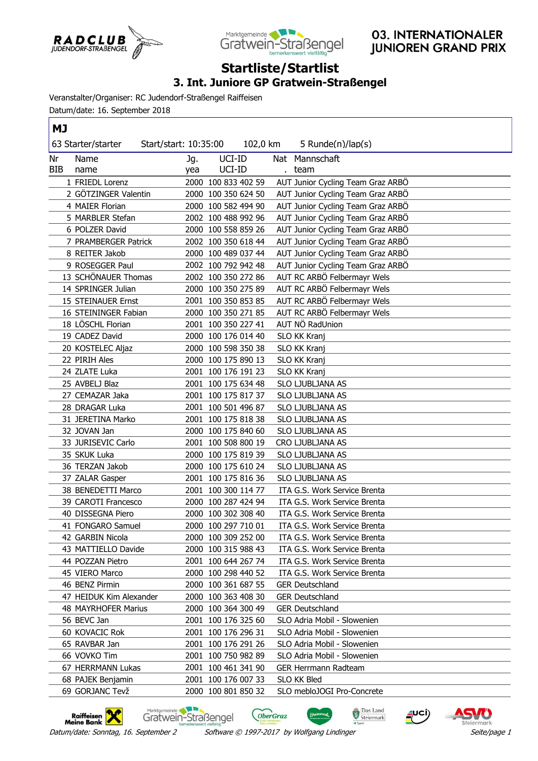# 03. INTERNATIONALER JUNIOREN GRAND PRIX

## Startliste/Startlist

### 3. Int. Juniore GP Gratwein-Straßengel

Veranstalter/Organiser: RC Judendorf-Straßengel Raiffeisen

Datum/date: 16. September 2018

**MJ**

63 Starter/starter    Start/start: 10:35:00    102,0 km    5 Runde(n)/lap(s)

| Nr BIB | Name name | Jg. yea | UCI-ID UCI-ID | Nat . | Mannschaft team |
|---|---|---|---|---|---|
| 1 | FRIEDL Lorenz | 2000 | 100 833 402 59 | AUT | Junior Cycling Team Graz ARBÖ |
| 2 | GÖTZINGER Valentin | 2000 | 100 350 624 50 | AUT | Junior Cycling Team Graz ARBÖ |
| 4 | MAIER Florian | 2000 | 100 582 494 90 | AUT | Junior Cycling Team Graz ARBÖ |
| 5 | MARBLER Stefan | 2002 | 100 488 992 96 | AUT | Junior Cycling Team Graz ARBÖ |
| 6 | POLZER David | 2000 | 100 558 859 26 | AUT | Junior Cycling Team Graz ARBÖ |
| 7 | PRAMBERGER Patrick | 2002 | 100 350 618 44 | AUT | Junior Cycling Team Graz ARBÖ |
| 8 | REITER Jakob | 2000 | 100 489 037 44 | AUT | Junior Cycling Team Graz ARBÖ |
| 9 | ROSEGGER Paul | 2002 | 100 792 942 48 | AUT | Junior Cycling Team Graz ARBÖ |
| 13 | SCHÖNAUER Thomas | 2002 | 100 350 272 86 | AUT | RC ARBÖ Felbermayr Wels |
| 14 | SPRINGER Julian | 2000 | 100 350 275 89 | AUT | RC ARBÖ Felbermayr Wels |
| 15 | STEINAUER Ernst | 2001 | 100 350 853 85 | AUT | RC ARBÖ Felbermayr Wels |
| 16 | STEININGER Fabian | 2000 | 100 350 271 85 | AUT | RC ARBÖ Felbermayr Wels |
| 18 | LÖSCHL Florian | 2001 | 100 350 227 41 | AUT | NÖ RadUnion |
| 19 | CADEZ David | 2000 | 100 176 014 40 | SLO | KK Kranj |
| 20 | KOSTELEC Aljaz | 2000 | 100 598 350 38 | SLO | KK Kranj |
| 22 | PIRIH Ales | 2000 | 100 175 890 13 | SLO | KK Kranj |
| 24 | ZLATE Luka | 2001 | 100 176 191 23 | SLO | KK Kranj |
| 25 | AVBELJ Blaz | 2001 | 100 175 634 48 | SLO | LJUBLJANA AS |
| 27 | CEMAZAR Jaka | 2001 | 100 175 817 37 | SLO | LJUBLJANA AS |
| 28 | DRAGAR Luka | 2001 | 100 501 496 87 | SLO | LJUBLJANA AS |
| 31 | JERETINA Marko | 2001 | 100 175 818 38 | SLO | LJUBLJANA AS |
| 32 | JOVAN Jan | 2000 | 100 175 840 60 | SLO | LJUBLJANA AS |
| 33 | JURISEVIC Carlo | 2001 | 100 508 800 19 | CRO | LJUBLJANA AS |
| 35 | SKUK Luka | 2000 | 100 175 819 39 | SLO | LJUBLJANA AS |
| 36 | TERZAN Jakob | 2000 | 100 175 610 24 | SLO | LJUBLJANA AS |
| 37 | ZALAR Gasper | 2001 | 100 175 816 36 | SLO | LJUBLJANA AS |
| 38 | BENEDETTI Marco | 2001 | 100 300 114 77 | ITA | G.S. Work Service Brenta |
| 39 | CAROTI Francesco | 2000 | 100 287 424 94 | ITA | G.S. Work Service Brenta |
| 40 | DISSEGNA Piero | 2000 | 100 302 308 40 | ITA | G.S. Work Service Brenta |
| 41 | FONGARO Samuel | 2000 | 100 297 710 01 | ITA | G.S. Work Service Brenta |
| 42 | GARBIN Nicola | 2000 | 100 309 252 00 | ITA | G.S. Work Service Brenta |
| 43 | MATTIELLO Davide | 2000 | 100 315 988 43 | ITA | G.S. Work Service Brenta |
| 44 | POZZAN Pietro | 2001 | 100 644 267 74 | ITA | G.S. Work Service Brenta |
| 45 | VIERO Marco | 2000 | 100 298 440 52 | ITA | G.S. Work Service Brenta |
| 46 | BENZ Pirmin | 2000 | 100 361 687 55 | GER | Deutschland |
| 47 | HEIDUK Kim Alexander | 2000 | 100 363 408 30 | GER | Deutschland |
| 48 | MAYRHOFER Marius | 2000 | 100 364 300 49 | GER | Deutschland |
| 56 | BEVC Jan | 2001 | 100 176 325 60 | SLO | Adria Mobil - Slowenien |
| 60 | KOVACIC Rok | 2001 | 100 176 296 31 | SLO | Adria Mobil - Slowenien |
| 65 | RAVBAR Jan | 2001 | 100 176 291 26 | SLO | Adria Mobil - Slowenien |
| 66 | VOVKO Tim | 2001 | 100 750 982 89 | SLO | Adria Mobil - Slowenien |
| 67 | HERRMANN Lukas | 2001 | 100 461 341 90 | GER | Herrmann Radteam |
| 68 | PAJEK Benjamin | 2001 | 100 176 007 33 | SLO | KK Bled |
| 69 | GORJANC Tevž | 2000 | 100 801 850 32 | SLO | mebloJOGI Pro-Concrete |

*Datum/date: Sonntag, 16. September 2*    *Software © 1997-2017 by Wolfgang Lindinger*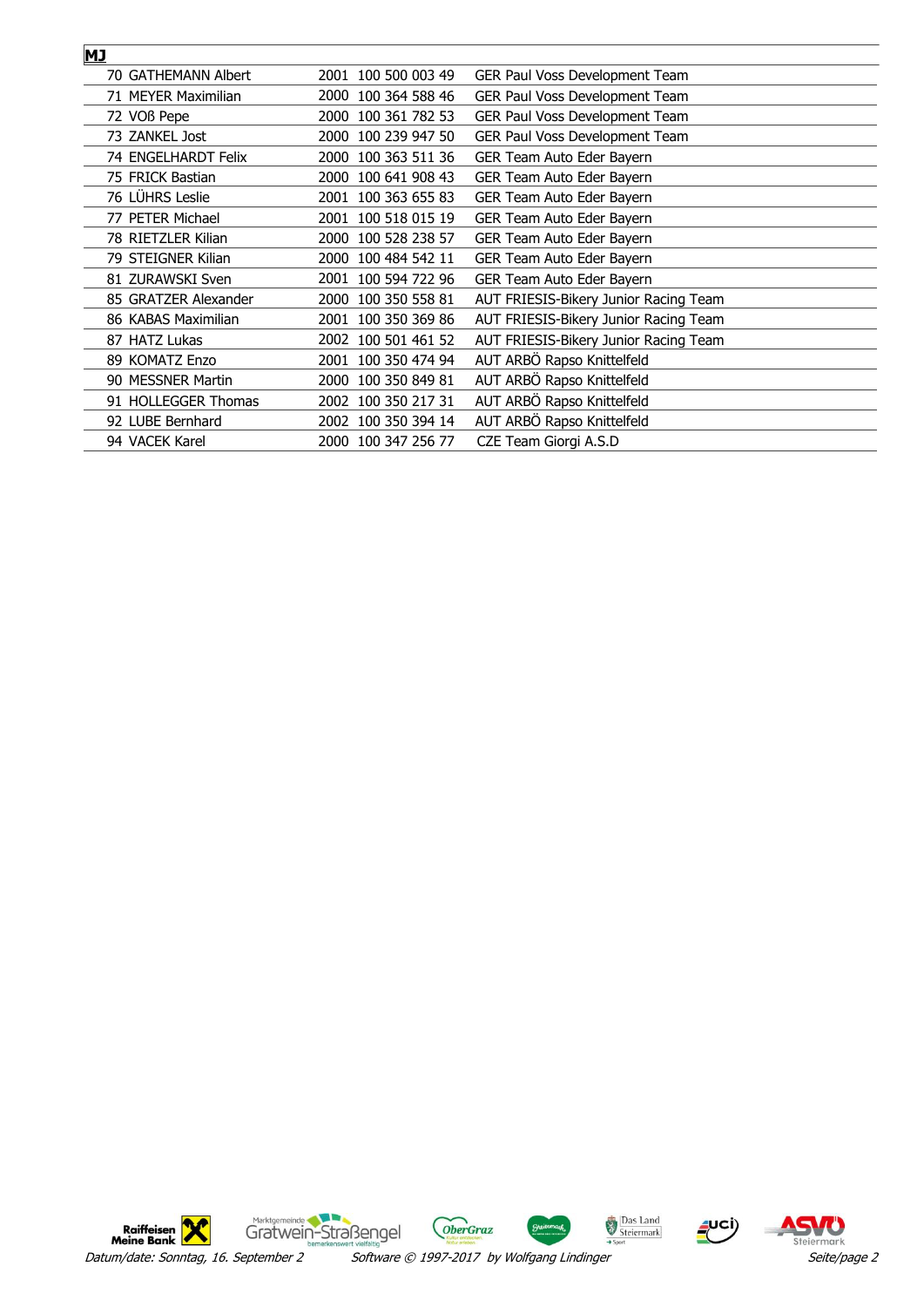**MJ**

| | | | |
|---|---|---|---|
| 70 GATHEMANN Albert | 2001 | 100 500 003 49 | GER Paul Voss Development Team |
| 71 MEYER Maximilian | 2000 | 100 364 588 46 | GER Paul Voss Development Team |
| 72 VOß Pepe | 2000 | 100 361 782 53 | GER Paul Voss Development Team |
| 73 ZANKEL Jost | 2000 | 100 239 947 50 | GER Paul Voss Development Team |
| 74 ENGELHARDT Felix | 2000 | 100 363 511 36 | GER Team Auto Eder Bayern |
| 75 FRICK Bastian | 2000 | 100 641 908 43 | GER Team Auto Eder Bayern |
| 76 LÜHRS Leslie | 2001 | 100 363 655 83 | GER Team Auto Eder Bayern |
| 77 PETER Michael | 2001 | 100 518 015 19 | GER Team Auto Eder Bayern |
| 78 RIETZLER Kilian | 2000 | 100 528 238 57 | GER Team Auto Eder Bayern |
| 79 STEIGNER Kilian | 2000 | 100 484 542 11 | GER Team Auto Eder Bayern |
| 81 ZURAWSKI Sven | 2001 | 100 594 722 96 | GER Team Auto Eder Bayern |
| 85 GRATZER Alexander | 2000 | 100 350 558 81 | AUT FRIESIS-Bikery Junior Racing Team |
| 86 KABAS Maximilian | 2001 | 100 350 369 86 | AUT FRIESIS-Bikery Junior Racing Team |
| 87 HATZ Lukas | 2002 | 100 501 461 52 | AUT FRIESIS-Bikery Junior Racing Team |
| 89 KOMATZ Enzo | 2001 | 100 350 474 94 | AUT ARBÖ Rapso Knittelfeld |
| 90 MESSNER Martin | 2000 | 100 350 849 81 | AUT ARBÖ Rapso Knittelfeld |
| 91 HOLLEGGER Thomas | 2002 | 100 350 217 31 | AUT ARBÖ Rapso Knittelfeld |
| 92 LUBE Bernhard | 2002 | 100 350 394 14 | AUT ARBÖ Rapso Knittelfeld |
| 94 VACEK Karel | 2000 | 100 347 256 77 | CZE Team Giorgi A.S.D |

*Datum/date: Sonntag, 16. September 2* *Software © 1997-2017 by Wolfgang Lindinger*